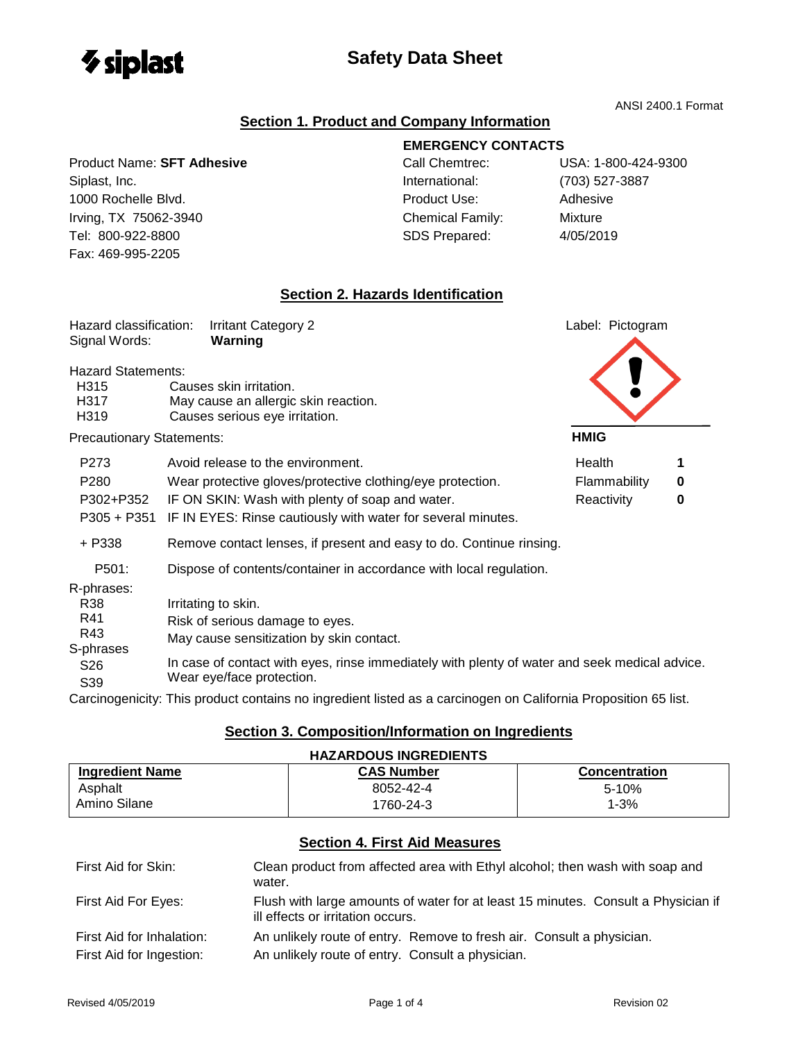siplast

# Safety Data Sheet

ANSI 2400.1 Format

## Section 1. Product and Company Information

Product Name: **SFT Adhesive**
Siplast, Inc.
1000 Rochelle Blvd.
Irving, TX 75062-3940
Tel: 800-922-8800
Fax: 469-995-2205

**EMERGENCY CONTACTS**

| | |
|---|---|
| Call Chemtrec: | USA: 1-800-424-9300 |
| International: | (703) 527-3887 |
| Product Use: | Adhesive |
| Chemical Family: | Mixture |
| SDS Prepared: | 4/05/2019 |

## Section 2. Hazards Identification

Hazard classification: Irritant Category 2
Signal Words: **Warning**

Label: Pictogram

Hazard Statements:

| | |
|---|---|
| H315 | Causes skin irritation. |
| H317 | May cause an allergic skin reaction. |
| H319 | Causes serious eye irritation. |

**HMIG**

| | |
|---|---|
| Health | **1** |
| Flammability | **0** |
| Reactivity | **0** |

Precautionary Statements:

| | |
|---|---|
| P273 | Avoid release to the environment. |
| P280 | Wear protective gloves/protective clothing/eye protection. |
| P302+P352 | IF ON SKIN: Wash with plenty of soap and water. |
| P305 + P351 | IF IN EYES: Rinse cautiously with water for several minutes. |
| + P338 | Remove contact lenses, if present and easy to do. Continue rinsing. |
| P501: | Dispose of contents/container in accordance with local regulation. |

R-phrases:

| | |
|---|---|
| R38 | Irritating to skin. |
| R41 | Risk of serious damage to eyes. |
| R43 | May cause sensitization by skin contact. |

S-phrases

| | |
|---|---|
| S26 | In case of contact with eyes, rinse immediately with plenty of water and seek medical advice. |
| S39 | Wear eye/face protection. |

Carcinogenicity: This product contains no ingredient listed as a carcinogen on California Proposition 65 list.

## Section 3. Composition/Information on Ingredients

**HAZARDOUS INGREDIENTS**

| Ingredient Name | CAS Number | Concentration |
|---|---|---|
| Asphalt | 8052-42-4 | 5-10% |
| Amino Silane | 1760-24-3 | 1-3% |

## Section 4. First Aid Measures

| | |
|---|---|
| First Aid for Skin: | Clean product from affected area with Ethyl alcohol; then wash with soap and water. |
| First Aid For Eyes: | Flush with large amounts of water for at least 15 minutes. Consult a Physician if ill effects or irritation occurs. |
| First Aid for Inhalation: | An unlikely route of entry. Remove to fresh air. Consult a physician. |
| First Aid for Ingestion: | An unlikely route of entry. Consult a physician. |

Revised 4/05/2019 | Revision 02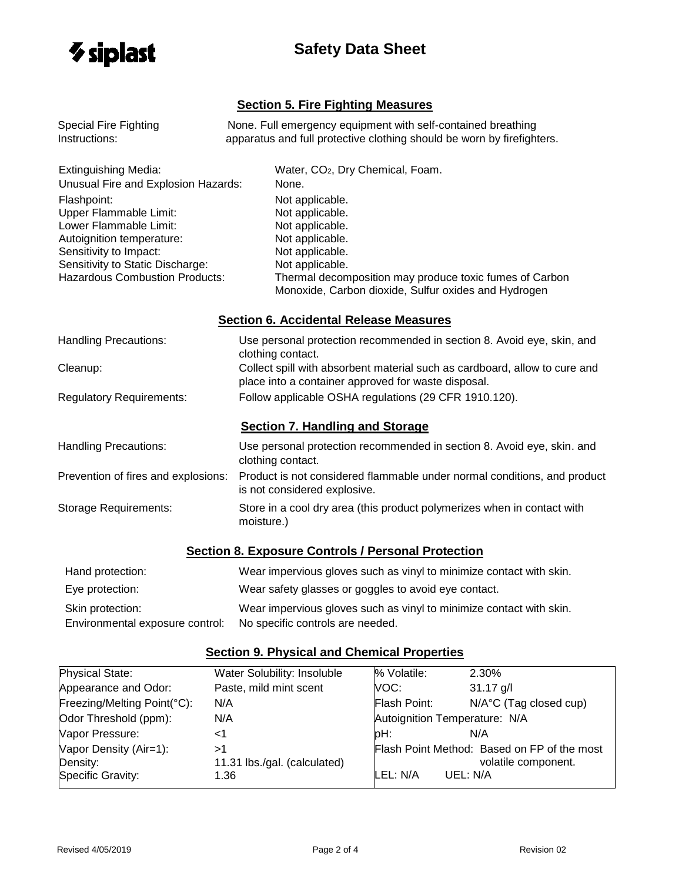## Section 5. Fire Fighting Measures

| | |
|---|---|
| Special Fire Fighting Instructions: | None. Full emergency equipment with self-contained breathing apparatus and full protective clothing should be worn by firefighters. |
| Extinguishing Media: | Water, $CO_2$, Dry Chemical, Foam. |
| Unusual Fire and Explosion Hazards: | None. |
| Flashpoint: | Not applicable. |
| Upper Flammable Limit: | Not applicable. |
| Lower Flammable Limit: | Not applicable. |
| Autoignition temperature: | Not applicable. |
| Sensitivity to Impact: | Not applicable. |
| Sensitivity to Static Discharge: | Not applicable. |
| Hazardous Combustion Products: | Thermal decomposition may produce toxic fumes of Carbon Monoxide, Carbon dioxide, Sulfur oxides and Hydrogen |

## Section 6. Accidental Release Measures

| | |
|---|---|
| Handling Precautions: | Use personal protection recommended in section 8. Avoid eye, skin, and clothing contact. |
| Cleanup: | Collect spill with absorbent material such as cardboard, allow to cure and place into a container approved for waste disposal. |
| Regulatory Requirements: | Follow applicable OSHA regulations (29 CFR 1910.120). |

## Section 7. Handling and Storage

| | |
|---|---|
| Handling Precautions: | Use personal protection recommended in section 8. Avoid eye, skin. and clothing contact. |
| Prevention of fires and explosions: | Product is not considered flammable under normal conditions, and product is not considered explosive. |
| Storage Requirements: | Store in a cool dry area (this product polymerizes when in contact with moisture.) |

## Section 8. Exposure Controls / Personal Protection

| | |
|---|---|
| Hand protection: | Wear impervious gloves such as vinyl to minimize contact with skin. |
| Eye protection: | Wear safety glasses or goggles to avoid eye contact. |
| Skin protection: | Wear impervious gloves such as vinyl to minimize contact with skin. |
| Environmental exposure control: | No specific controls are needed. |

## Section 9. Physical and Chemical Properties

| | | | |
|---|---|---|---|
| Physical State: | Water Solubility: Insoluble | % Volatile: | 2.30% |
| Appearance and Odor: | Paste, mild mint scent | VOC: | 31.17 g/l |
| Freezing/Melting Point(°C): | N/A | Flash Point: | N/A°C (Tag closed cup) |
| Odor Threshold (ppm): | N/A | Autoignition Temperature: N/A | |
| Vapor Pressure: | <1 | pH: | N/A |
| Vapor Density (Air=1): | >1 | Flash Point Method: | Based on FP of the most volatile component. |
| Density: | 11.31 lbs./gal. (calculated) | | |
| Specific Gravity: | 1.36 | LEL: N/A | UEL: N/A |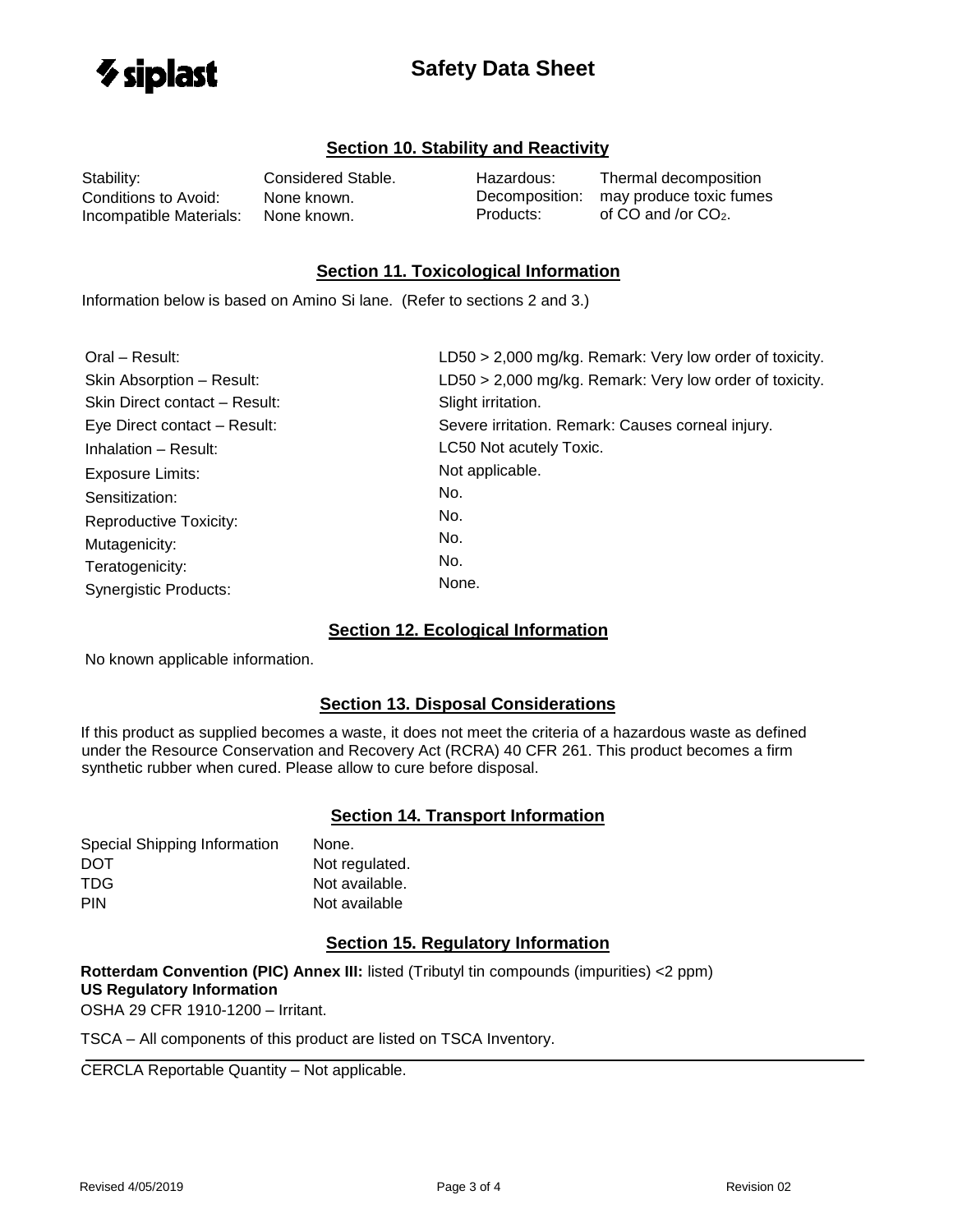## Section 10. Stability and Reactivity

| | | | |
|---|---|---|---|
| Stability: | Considered Stable. | Hazardous: Decomposition: Products: | Thermal decomposition may produce toxic fumes of CO and /or $CO_2$. |
| Conditions to Avoid: | None known. | | |
| Incompatible Materials: | None known. | | |

## Section 11. Toxicological Information

Information below is based on Amino Si lane. (Refer to sections 2 and 3.)

| | |
|---|---|
| Oral – Result: | LD50 > 2,000 mg/kg. Remark: Very low order of toxicity. |
| Skin Absorption – Result: | LD50 > 2,000 mg/kg. Remark: Very low order of toxicity. |
| Skin Direct contact – Result: | Slight irritation. |
| Eye Direct contact – Result: | Severe irritation. Remark: Causes corneal injury. |
| Inhalation – Result: | LC50 Not acutely Toxic. |
| Exposure Limits: | Not applicable. |
| Sensitization: | No. |
| Reproductive Toxicity: | No. |
| Mutagenicity: | No. |
| Teratogenicity: | No. |
| Synergistic Products: | None. |

## Section 12. Ecological Information

No known applicable information.

## Section 13. Disposal Considerations

If this product as supplied becomes a waste, it does not meet the criteria of a hazardous waste as defined under the Resource Conservation and Recovery Act (RCRA) 40 CFR 261. This product becomes a firm synthetic rubber when cured. Please allow to cure before disposal.

## Section 14. Transport Information

| | |
|---|---|
| Special Shipping Information | None. |
| DOT | Not regulated. |
| TDG | Not available. |
| PIN | Not available |

## Section 15. Regulatory Information

**Rotterdam Convention (PIC) Annex III:** listed (Tributyl tin compounds (impurities) <2 ppm)
**US Regulatory Information**
OSHA 29 CFR 1910-1200 – Irritant.

TSCA – All components of this product are listed on TSCA Inventory.

CERCLA Reportable Quantity – Not applicable.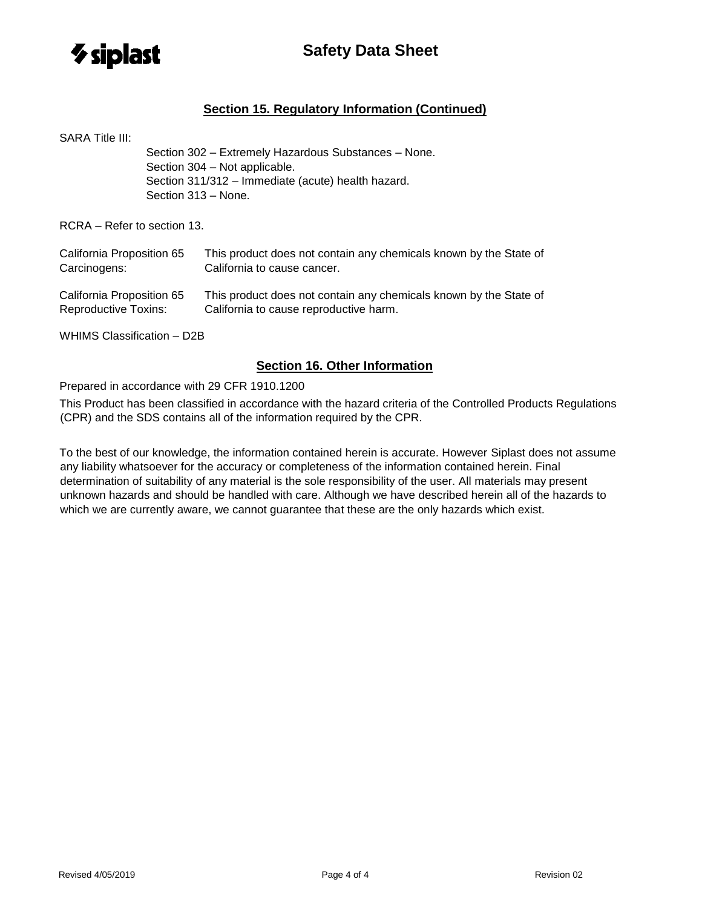## Section 15. Regulatory Information (Continued)

SARA Title III:

Section 302 – Extremely Hazardous Substances – None.
Section 304 – Not applicable.
Section 311/312 – Immediate (acute) health hazard.
Section 313 – None.

RCRA – Refer to section 13.

| | |
|---|---|
| California Proposition 65 Carcinogens: | This product does not contain any chemicals known by the State of California to cause cancer. |
| California Proposition 65 Reproductive Toxins: | This product does not contain any chemicals known by the State of California to cause reproductive harm. |

WHIMS Classification – D2B

## Section 16. Other Information

Prepared in accordance with 29 CFR 1910.1200

This Product has been classified in accordance with the hazard criteria of the Controlled Products Regulations (CPR) and the SDS contains all of the information required by the CPR.

To the best of our knowledge, the information contained herein is accurate. However Siplast does not assume any liability whatsoever for the accuracy or completeness of the information contained herein. Final determination of suitability of any material is the sole responsibility of the user. All materials may present unknown hazards and should be handled with care. Although we have described herein all of the hazards to which we are currently aware, we cannot guarantee that these are the only hazards which exist.

Revised 4/05/2019 Revision 02